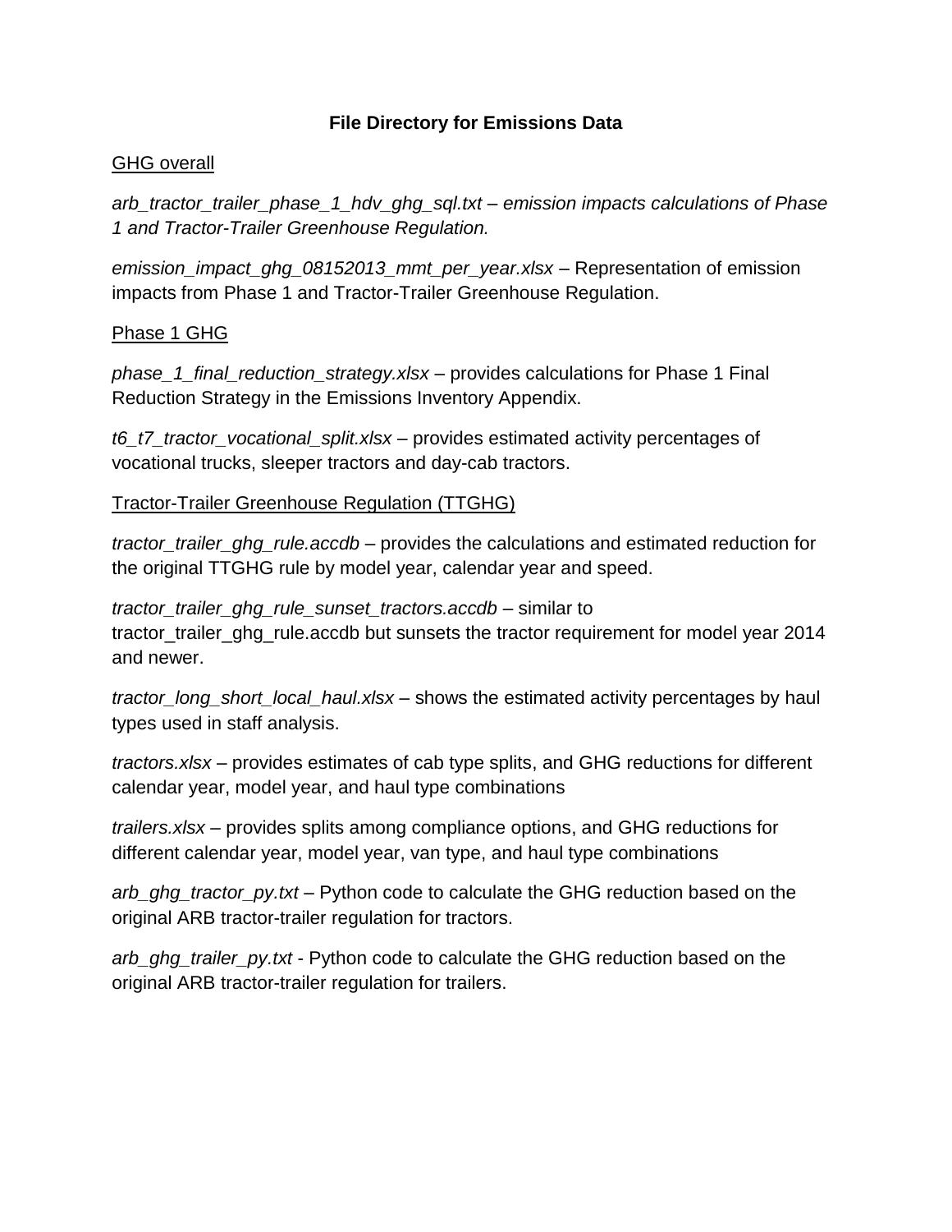**File Directory for Emissions Data**

GHG overall

*arb_tractor_trailer_phase_1_hdv_ghg_sql.txt – emission impacts calculations of Phase 1 and Tractor-Trailer Greenhouse Regulation.*

*emission_impact_ghg_08152013_mmt_per_year.xlsx* – Representation of emission impacts from Phase 1 and Tractor-Trailer Greenhouse Regulation.

Phase 1 GHG

*phase_1_final_reduction_strategy.xlsx* – provides calculations for Phase 1 Final Reduction Strategy in the Emissions Inventory Appendix.

*t6_t7_tractor_vocational_split.xlsx* – provides estimated activity percentages of vocational trucks, sleeper tractors and day-cab tractors.

Tractor-Trailer Greenhouse Regulation (TTGHG)

*tractor_trailer_ghg_rule.accdb* – provides the calculations and estimated reduction for the original TTGHG rule by model year, calendar year and speed.

*tractor_trailer_ghg_rule_sunset_tractors.accdb* – similar to tractor_trailer_ghg_rule.accdb but sunsets the tractor requirement for model year 2014 and newer.

*tractor_long_short_local_haul.xlsx* – shows the estimated activity percentages by haul types used in staff analysis.

*tractors.xlsx* – provides estimates of cab type splits, and GHG reductions for different calendar year, model year, and haul type combinations

*trailers.xlsx* – provides splits among compliance options, and GHG reductions for different calendar year, model year, van type, and haul type combinations

*arb_ghg_tractor_py.txt* – Python code to calculate the GHG reduction based on the original ARB tractor-trailer regulation for tractors.

*arb_ghg_trailer_py.txt* - Python code to calculate the GHG reduction based on the original ARB tractor-trailer regulation for trailers.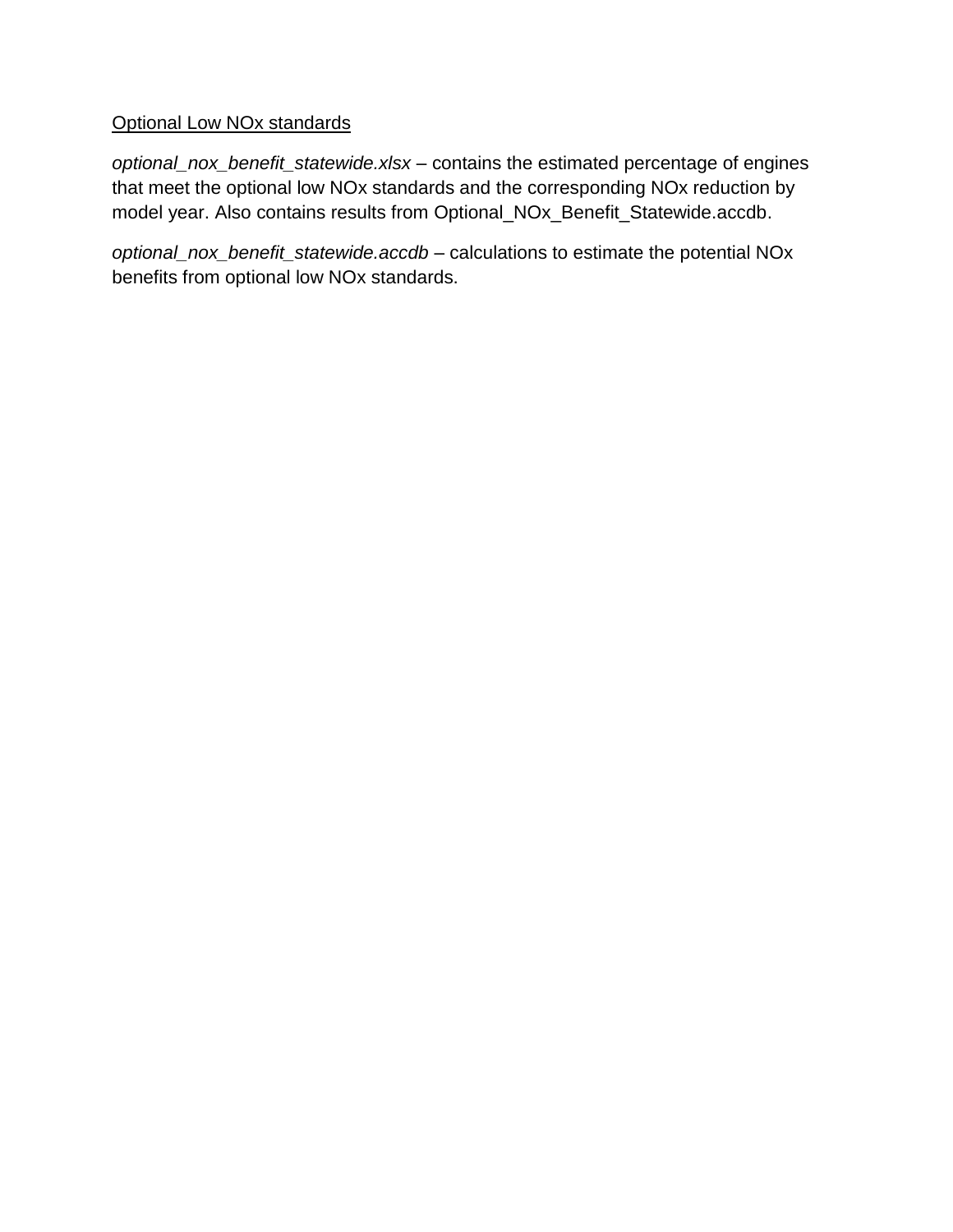Optional Low NOx standards

*optional_nox_benefit_statewide.xlsx* – contains the estimated percentage of engines that meet the optional low NOx standards and the corresponding NOx reduction by model year. Also contains results from Optional_NOx_Benefit_Statewide.accdb.

*optional_nox_benefit_statewide.accdb* – calculations to estimate the potential NOx benefits from optional low NOx standards.